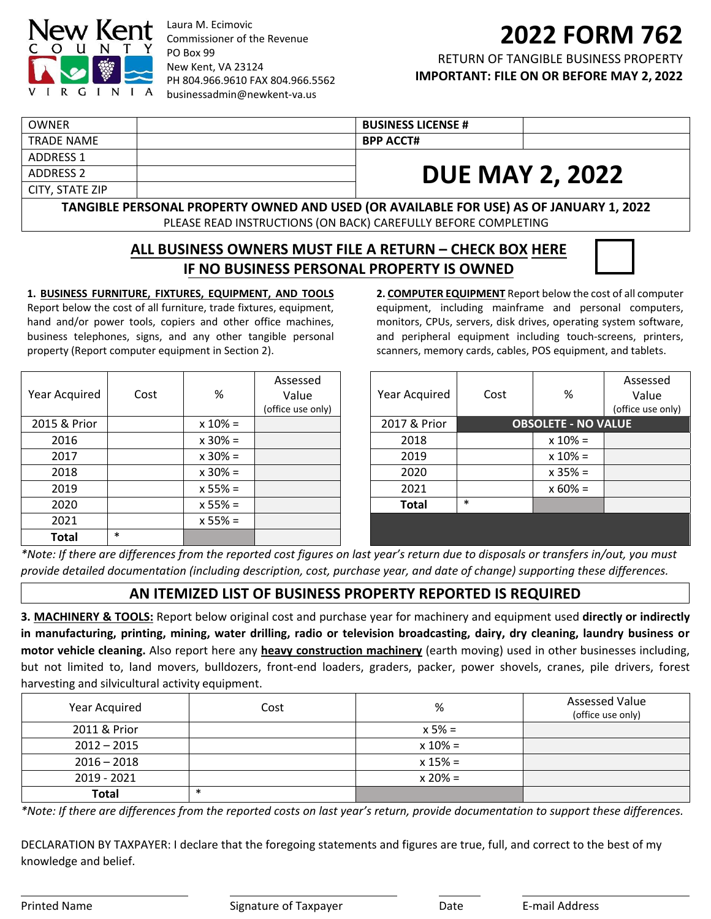New Kent County Virginia

Laura M. Ecimovic
Commissioner of the Revenue
PO Box 99
New Kent, VA 23124
PH 804.966.9610 FAX 804.966.5562
businessadmin@newkent-va.us

# 2022 FORM 762

RETURN OF TANGIBLE BUSINESS PROPERTY

**IMPORTANT: FILE ON OR BEFORE MAY 2, 2022**

| OWNER | | **BUSINESS LICENSE #** | |
|---|---|---|---|
| TRADE NAME | | **BPP ACCT#** | |
| ADDRESS 1 | | **DUE MAY 2, 2022** | |
| ADDRESS 2 | | | |
| CITY, STATE ZIP | | | |

**TANGIBLE PERSONAL PROPERTY OWNED AND USED (OR AVAILABLE FOR USE) AS OF JANUARY 1, 2022**

PLEASE READ INSTRUCTIONS (ON BACK) CAREFULLY BEFORE COMPLETING

**ALL BUSINESS OWNERS MUST FILE A RETURN – CHECK BOX HERE IF NO BUSINESS PERSONAL PROPERTY IS OWNED** ☐

**1. BUSINESS FURNITURE, FIXTURES, EQUIPMENT, AND TOOLS** Report below the cost of all furniture, trade fixtures, equipment, hand and/or power tools, copiers and other office machines, business telephones, signs, and any other tangible personal property (Report computer equipment in Section 2).

| Year Acquired | Cost | % | Assessed Value (office use only) |
|---|---|---|---|
| 2015 & Prior | | x 10% = | |
| 2016 | | x 30% = | |
| 2017 | | x 30% = | |
| 2018 | | x 30% = | |
| 2019 | | x 55% = | |
| 2020 | | x 55% = | |
| 2021 | | x 55% = | |
| **Total** | * | | |

**2. COMPUTER EQUIPMENT** Report below the cost of all computer equipment, including mainframe and personal computers, monitors, CPUs, servers, disk drives, operating system software, and peripheral equipment including touch-screens, printers, scanners, memory cards, cables, POS equipment, and tablets.

| Year Acquired | Cost | % | Assessed Value (office use only) |
|---|---|---|---|
| 2017 & Prior | **OBSOLETE - NO VALUE** | | |
| 2018 | | x 10% = | |
| 2019 | | x 10% = | |
| 2020 | | x 35% = | |
| 2021 | | x 60% = | |
| **Total** | * | | |

*\*Note: If there are differences from the reported cost figures on last year's return due to disposals or transfers in/out, you must provide detailed documentation (including description, cost, purchase year, and date of change) supporting these differences.*

**AN ITEMIZED LIST OF BUSINESS PROPERTY REPORTED IS REQUIRED**

**3. MACHINERY & TOOLS:** Report below original cost and purchase year for machinery and equipment used **directly or indirectly in manufacturing, printing, mining, water drilling, radio or television broadcasting, dairy, dry cleaning, laundry business or motor vehicle cleaning.** Also report here any **heavy construction machinery** (earth moving) used in other businesses including, but not limited to, land movers, bulldozers, front-end loaders, graders, packer, power shovels, cranes, pile drivers, forest harvesting and silvicultural activity equipment.

| Year Acquired | Cost | % | Assessed Value (office use only) |
|---|---|---|---|
| 2011 & Prior | | x 5% = | |
| 2012 – 2015 | | x 10% = | |
| 2016 – 2018 | | x 15% = | |
| 2019 - 2021 | | x 20% = | |
| **Total** | * | | |

*\*Note: If there are differences from the reported costs on last year's return, provide documentation to support these differences.*

DECLARATION BY TAXPAYER: I declare that the foregoing statements and figures are true, full, and correct to the best of my knowledge and belief.

| Printed Name | Signature of Taxpayer | Date | E-mail Address |
|---|---|---|---|
| | | | |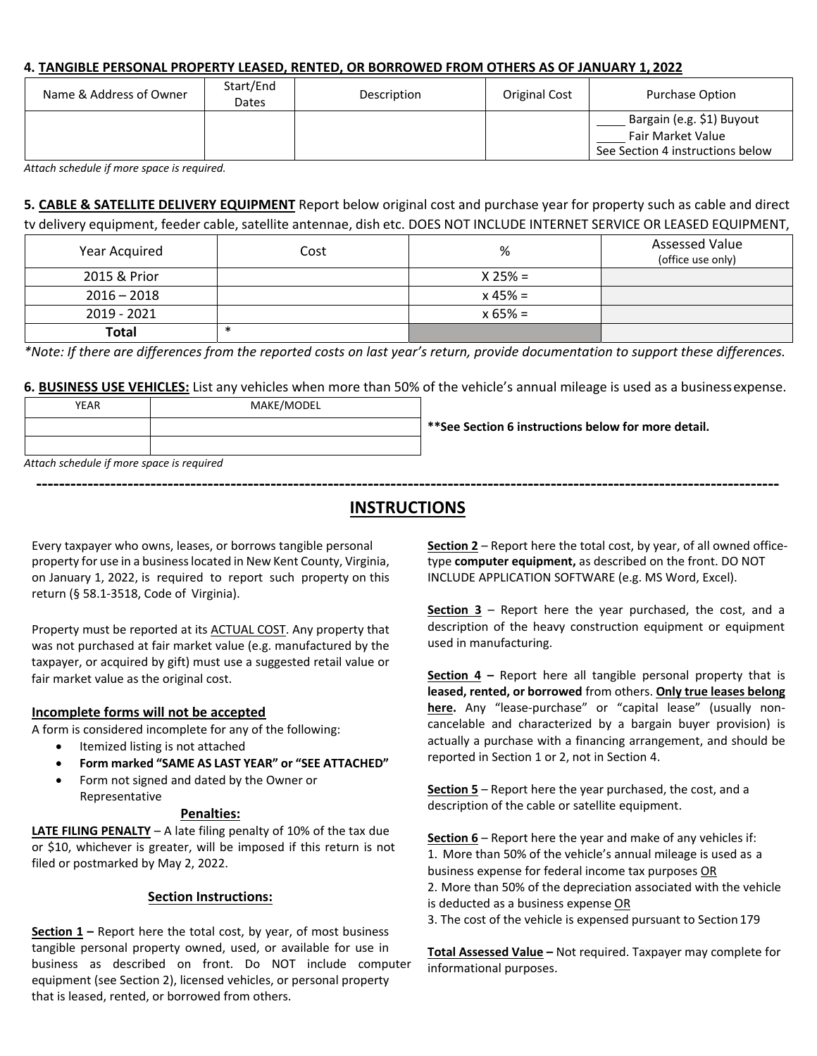#### 4. TANGIBLE PERSONAL PROPERTY LEASED, RENTED, OR BORROWED FROM OTHERS AS OF JANUARY 1, 2022

| Name & Address of Owner | Start/End Dates | Description | Original Cost | Purchase Option |
|---|---|---|---|---|
| | | | | ____ Bargain (e.g. $1) Buyout<br>____ Fair Market Value<br>See Section 4 instructions below |

*Attach schedule if more space is required.*

**5. CABLE & SATELLITE DELIVERY EQUIPMENT** Report below original cost and purchase year for property such as cable and direct tv delivery equipment, feeder cable, satellite antennae, dish etc. DOES NOT INCLUDE INTERNET SERVICE OR LEASED EQUIPMENT,

| Year Acquired | Cost | % | Assessed Value (office use only) |
|---|---|---|---|
| 2015 & Prior | | X 25% = | |
| 2016 – 2018 | | x 45% = | |
| 2019 - 2021 | | x 65% = | |
| **Total** | * | | |

*\*Note: If there are differences from the reported costs on last year's return, provide documentation to support these differences.*

**6. BUSINESS USE VEHICLES:** List any vehicles when more than 50% of the vehicle's annual mileage is used as a business expense.

| YEAR | MAKE/MODEL |
|---|---|
| | |
| | |

**\*\*See Section 6 instructions below for more detail.**

*Attach schedule if more space is required*

---

## INSTRUCTIONS

Every taxpayer who owns, leases, or borrows tangible personal property for use in a business located in New Kent County, Virginia, on January 1, 2022, is required to report such property on this return (§ 58.1-3518, Code of Virginia).

Property must be reported at its ACTUAL COST. Any property that was not purchased at fair market value (e.g. manufactured by the taxpayer, or acquired by gift) must use a suggested retail value or fair market value as the original cost.

### Incomplete forms will not be accepted

A form is considered incomplete for any of the following:

- Itemized listing is not attached
- **Form marked "SAME AS LAST YEAR" or "SEE ATTACHED"**
- Form not signed and dated by the Owner or Representative

### Penalties:

**LATE FILING PENALTY** – A late filing penalty of 10% of the tax due or $10, whichever is greater, will be imposed if this return is not filed or postmarked by May 2, 2022.

### Section Instructions:

**Section 1 –** Report here the total cost, by year, of most business tangible personal property owned, used, or available for use in business as described on front. Do NOT include computer equipment (see Section 2), licensed vehicles, or personal property that is leased, rented, or borrowed from others.

**Section 2** – Report here the total cost, by year, of all owned office-type **computer equipment,** as described on the front. DO NOT INCLUDE APPLICATION SOFTWARE (e.g. MS Word, Excel).

**Section 3** – Report here the year purchased, the cost, and a description of the heavy construction equipment or equipment used in manufacturing.

**Section 4 –** Report here all tangible personal property that is **leased, rented, or borrowed** from others. **Only true leases belong here.** Any "lease-purchase" or "capital lease" (usually non-cancelable and characterized by a bargain buyer provision) is actually a purchase with a financing arrangement, and should be reported in Section 1 or 2, not in Section 4.

**Section 5** – Report here the year purchased, the cost, and a description of the cable or satellite equipment.

**Section 6** – Report here the year and make of any vehicles if:
1. More than 50% of the vehicle's annual mileage is used as a business expense for federal income tax purposes OR
2. More than 50% of the depreciation associated with the vehicle is deducted as a business expense OR
3. The cost of the vehicle is expensed pursuant to Section 179

**Total Assessed Value –** Not required. Taxpayer may complete for informational purposes.